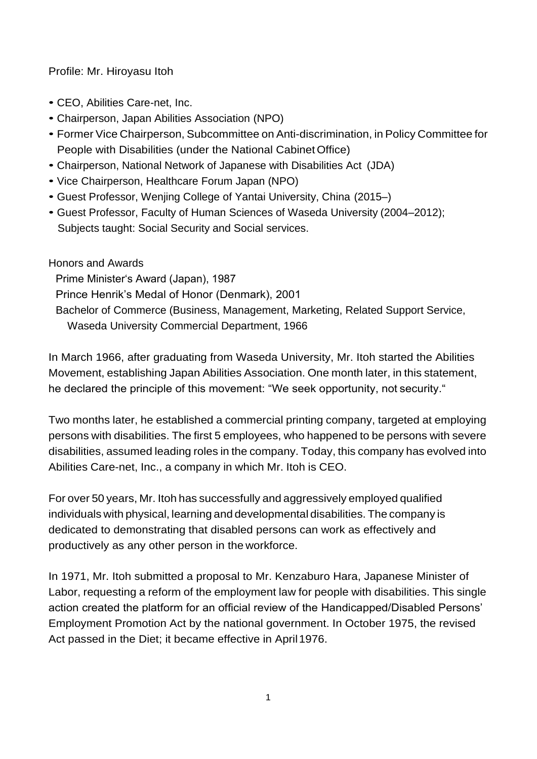Profile: Mr. Hiroyasu Itoh

- CEO, Abilities Care-net, Inc.
- Chairperson, Japan Abilities Association (NPO)
- Former Vice Chairperson, Subcommittee on Anti-discrimination, in Policy Committee for People with Disabilities (under the National Cabinet Office)
- Chairperson, National Network of Japanese with Disabilities Act (JDA)
- Vice Chairperson, Healthcare Forum Japan (NPO)
- Guest Professor, Wenjing College of Yantai University, China (2015–)
- Guest Professor, Faculty of Human Sciences of Waseda University (2004–2012); Subjects taught: Social Security and Social services.

Honors and Awards

Prime Minister's Award (Japan), 1987

Prince Henrik's Medal of Honor (Denmark), 2001

Bachelor of Commerce (Business, Management, Marketing, Related Support Service, Waseda University Commercial Department, 1966

In March 1966, after graduating from Waseda University, Mr. Itoh started the Abilities Movement, establishing Japan Abilities Association. One month later, in this statement, he declared the principle of this movement: "We seek opportunity, not security."

Two months later, he established a commercial printing company, targeted at employing persons with disabilities. The first 5 employees, who happened to be persons with severe disabilities, assumed leading roles in the company. Today, this company has evolved into Abilities Care-net, Inc., a company in which Mr. Itoh is CEO.

For over 50 years, Mr. Itoh has successfully and aggressively employed qualified individuals with physical, learning and developmental disabilities. The company is dedicated to demonstrating that disabled persons can work as effectively and productively as any other person in the workforce.

In 1971, Mr. Itoh submitted a proposal to Mr. Kenzaburo Hara, Japanese Minister of Labor, requesting a reform of the employment law for people with disabilities. This single action created the platform for an official review of the Handicapped/Disabled Persons' Employment Promotion Act by the national government. In October 1975, the revised Act passed in the Diet; it became effective in April 1976.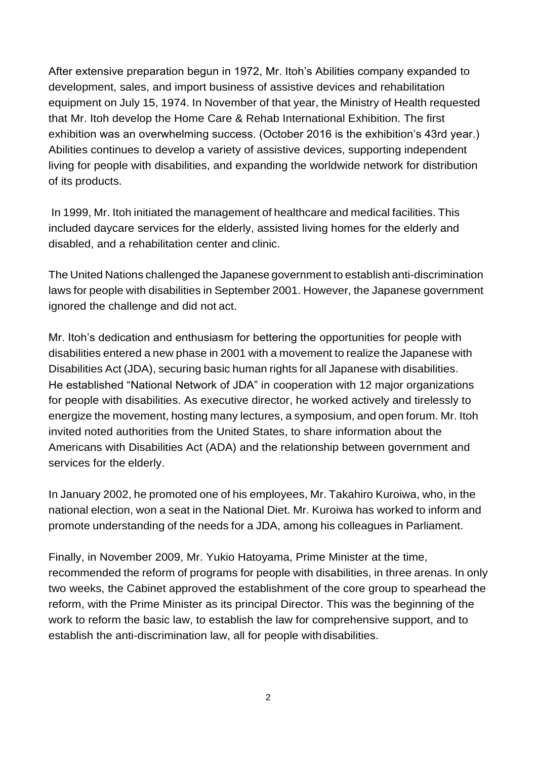After extensive preparation begun in 1972, Mr. Itoh's Abilities company expanded to development, sales, and import business of assistive devices and rehabilitation equipment on July 15, 1974. In November of that year, the Ministry of Health requested that Mr. Itoh develop the Home Care & Rehab International Exhibition. The first exhibition was an overwhelming success. (October 2016 is the exhibition's 43rd year.) Abilities continues to develop a variety of assistive devices, supporting independent living for people with disabilities, and expanding the worldwide network for distribution of its products.

In 1999, Mr. Itoh initiated the management of healthcare and medical facilities. This included daycare services for the elderly, assisted living homes for the elderly and disabled, and a rehabilitation center and clinic.

The United Nations challenged the Japanese government to establish anti-discrimination laws for people with disabilities in September 2001. However, the Japanese government ignored the challenge and did not act.

Mr. Itoh's dedication and enthusiasm for bettering the opportunities for people with disabilities entered a new phase in 2001 with a movement to realize the Japanese with Disabilities Act (JDA), securing basic human rights for all Japanese with disabilities. He established "National Network of JDA" in cooperation with 12 major organizations for people with disabilities. As executive director, he worked actively and tirelessly to energize the movement, hosting many lectures, a symposium, and open forum. Mr. Itoh invited noted authorities from the United States, to share information about the Americans with Disabilities Act (ADA) and the relationship between government and services for the elderly.

In January 2002, he promoted one of his employees, Mr. Takahiro Kuroiwa, who, in the national election, won a seat in the National Diet. Mr. Kuroiwa has worked to inform and promote understanding of the needs for a JDA, among his colleagues in Parliament.

Finally, in November 2009, Mr. Yukio Hatoyama, Prime Minister at the time, recommended the reform of programs for people with disabilities, in three arenas. In only two weeks, the Cabinet approved the establishment of the core group to spearhead the reform, with the Prime Minister as its principal Director. This was the beginning of the work to reform the basic law, to establish the law for comprehensive support, and to establish the anti-discrimination law, all for people with disabilities.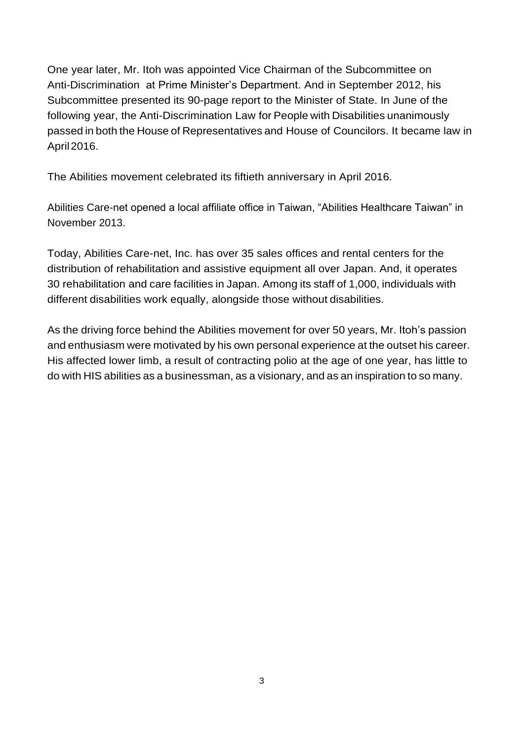One year later, Mr. Itoh was appointed Vice Chairman of the Subcommittee on Anti-Discrimination at Prime Minister's Department. And in September 2012, his Subcommittee presented its 90-page report to the Minister of State. In June of the following year, the Anti-Discrimination Law for People with Disabilities unanimously passed in both the House of Representatives and House of Councilors. It became law in April 2016.

The Abilities movement celebrated its fiftieth anniversary in April 2016.

Abilities Care-net opened a local affiliate office in Taiwan, "Abilities Healthcare Taiwan" in November 2013.

Today, Abilities Care-net, Inc. has over 35 sales offices and rental centers for the distribution of rehabilitation and assistive equipment all over Japan. And, it operates 30 rehabilitation and care facilities in Japan. Among its staff of 1,000, individuals with different disabilities work equally, alongside those without disabilities.

As the driving force behind the Abilities movement for over 50 years, Mr. Itoh's passion and enthusiasm were motivated by his own personal experience at the outset his career. His affected lower limb, a result of contracting polio at the age of one year, has little to do with HIS abilities as a businessman, as a visionary, and as an inspiration to so many.